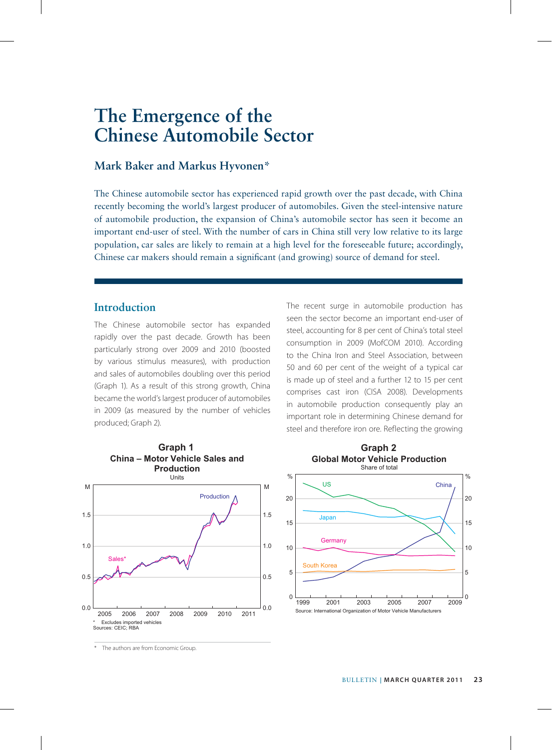# The Emergence of the Chinese Automobile Sector

## Mark Baker and Markus Hyvonen*

The Chinese automobile sector has experienced rapid growth over the past decade, with China recently becoming the world's largest producer of automobiles. Given the steel-intensive nature of automobile production, the expansion of China's automobile sector has seen it become an important end-user of steel. With the number of cars in China still very low relative to its large population, car sales are likely to remain at a high level for the foreseeable future; accordingly, Chinese car makers should remain a significant (and growing) source of demand for steel.

## Introduction

The Chinese automobile sector has expanded rapidly over the past decade. Growth has been particularly strong over 2009 and 2010 (boosted by various stimulus measures), with production and sales of automobiles doubling over this period (Graph 1). As a result of this strong growth, China became the world's largest producer of automobiles in 2009 (as measured by the number of vehicles produced; Graph 2).

The recent surge in automobile production has seen the sector become an important end-user of steel, accounting for 8 per cent of China's total steel consumption in 2009 (MofCOM 2010). According to the China Iron and Steel Association, between 50 and 60 per cent of the weight of a typical car is made up of steel and a further 12 to 15 per cent comprises cast iron (CISA 2008). Developments in automobile production consequently play an important role in determining Chinese demand for steel and therefore iron ore. Reflecting the growing

**Graph 1**
**China – Motor Vehicle Sales and Production**
Units

\* Excludes imported vehicles
Sources: CEIC; RBA

**Graph 2**
**Global Motor Vehicle Production**
Share of total

Source: International Organization of Motor Vehicle Manufacturers

\* The authors are from Economic Group.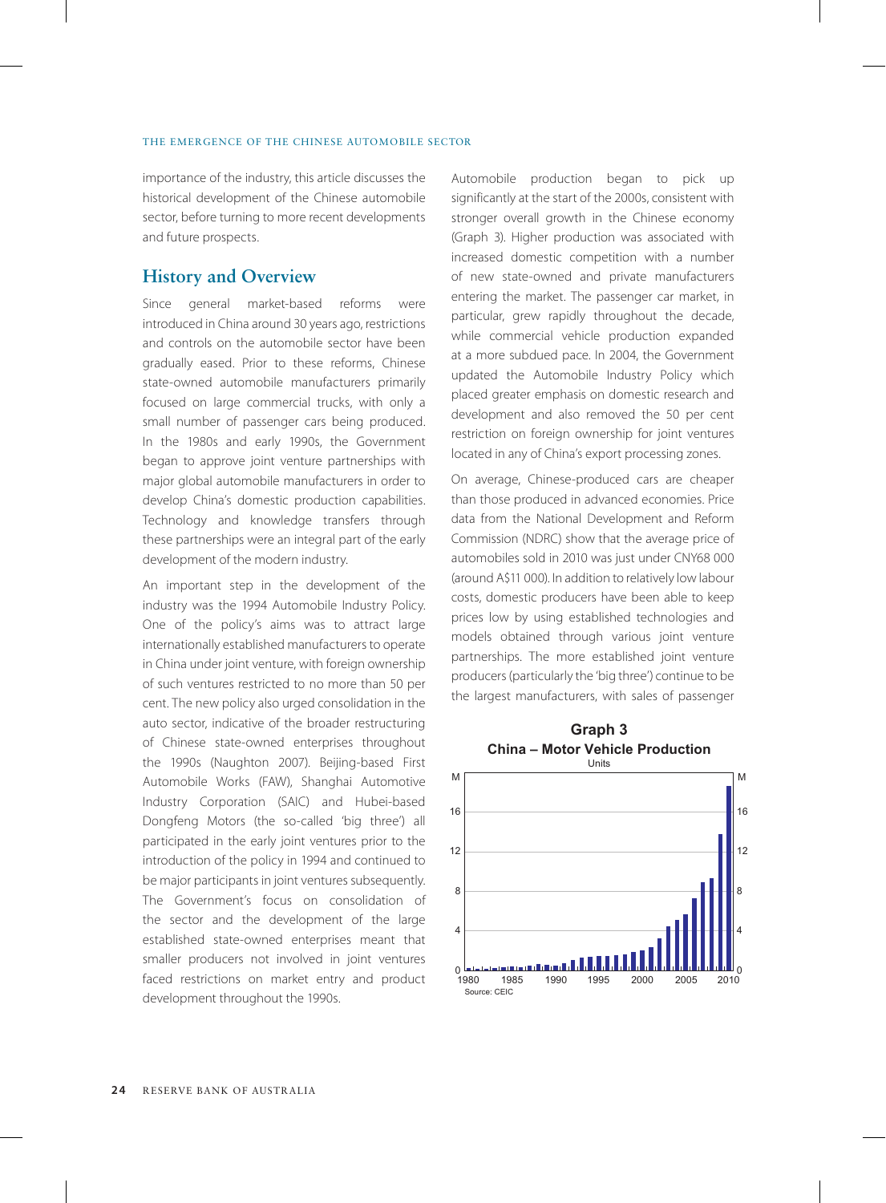importance of the industry, this article discusses the historical development of the Chinese automobile sector, before turning to more recent developments and future prospects.

## History and Overview

Since general market-based reforms were introduced in China around 30 years ago, restrictions and controls on the automobile sector have been gradually eased. Prior to these reforms, Chinese state-owned automobile manufacturers primarily focused on large commercial trucks, with only a small number of passenger cars being produced. In the 1980s and early 1990s, the Government began to approve joint venture partnerships with major global automobile manufacturers in order to develop China's domestic production capabilities. Technology and knowledge transfers through these partnerships were an integral part of the early development of the modern industry.

An important step in the development of the industry was the 1994 Automobile Industry Policy. One of the policy's aims was to attract large internationally established manufacturers to operate in China under joint venture, with foreign ownership of such ventures restricted to no more than 50 per cent. The new policy also urged consolidation in the auto sector, indicative of the broader restructuring of Chinese state-owned enterprises throughout the 1990s (Naughton 2007). Beijing-based First Automobile Works (FAW), Shanghai Automotive Industry Corporation (SAIC) and Hubei-based Dongfeng Motors (the so-called 'big three') all participated in the early joint ventures prior to the introduction of the policy in 1994 and continued to be major participants in joint ventures subsequently. The Government's focus on consolidation of the sector and the development of the large established state-owned enterprises meant that smaller producers not involved in joint ventures faced restrictions on market entry and product development throughout the 1990s.

Automobile production began to pick up significantly at the start of the 2000s, consistent with stronger overall growth in the Chinese economy (Graph 3). Higher production was associated with increased domestic competition with a number of new state-owned and private manufacturers entering the market. The passenger car market, in particular, grew rapidly throughout the decade, while commercial vehicle production expanded at a more subdued pace. In 2004, the Government updated the Automobile Industry Policy which placed greater emphasis on domestic research and development and also removed the 50 per cent restriction on foreign ownership for joint ventures located in any of China's export processing zones.

On average, Chinese-produced cars are cheaper than those produced in advanced economies. Price data from the National Development and Reform Commission (NDRC) show that the average price of automobiles sold in 2010 was just under CNY68 000 (around A$11 000). In addition to relatively low labour costs, domestic producers have been able to keep prices low by using established technologies and models obtained through various joint venture partnerships. The more established joint venture producers (particularly the 'big three') continue to be the largest manufacturers, with sales of passenger

**Graph 3**
**China – Motor Vehicle Production**
Units

Source: CEIC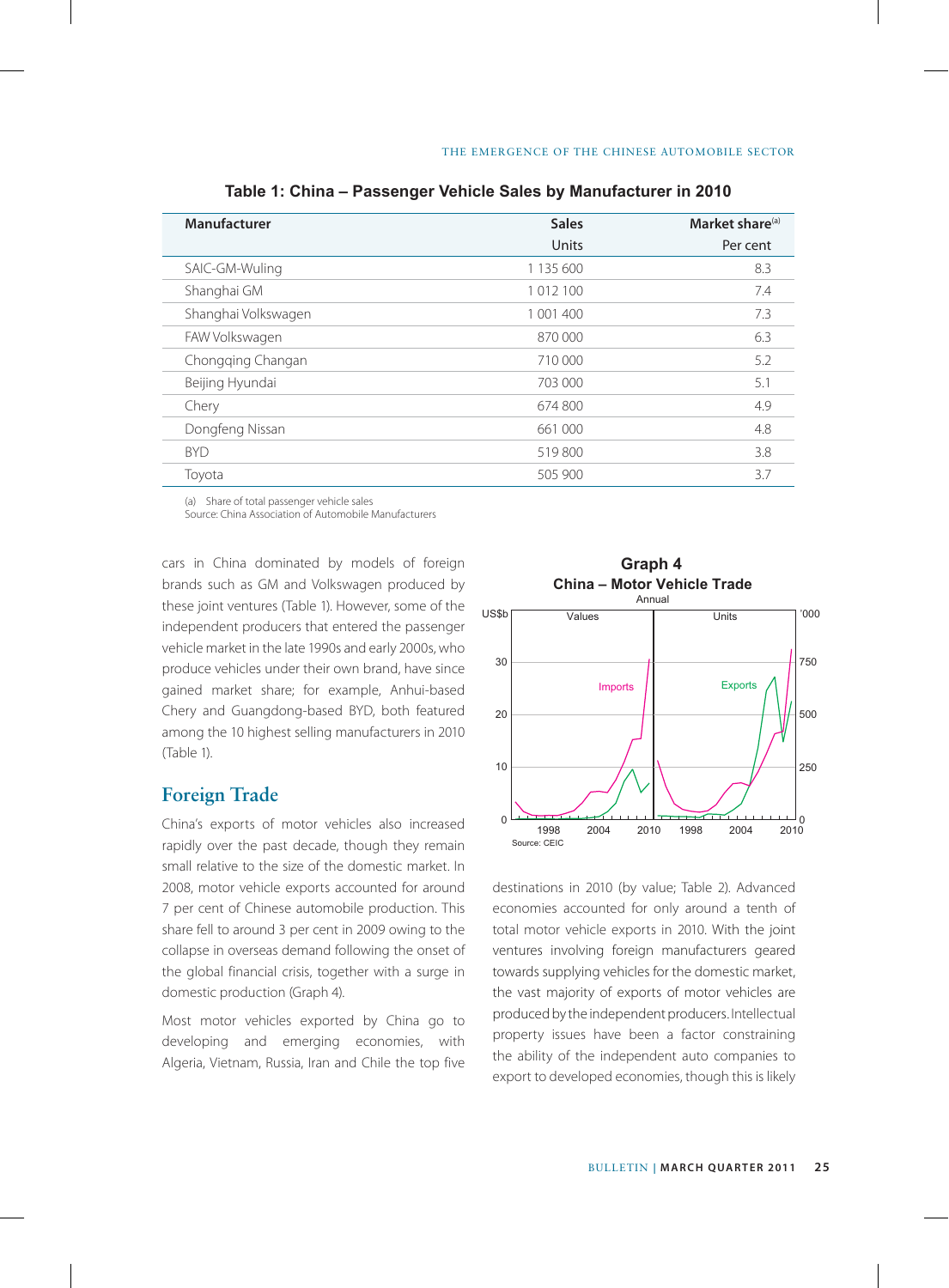**Table 1: China – Passenger Vehicle Sales by Manufacturer in 2010**

| Manufacturer | Sales | Market share[(a)] |
|---|---|---|
| | Units | Per cent |
| SAIC-GM-Wuling | 1 135 600 | 8.3 |
| Shanghai GM | 1 012 100 | 7.4 |
| Shanghai Volkswagen | 1 001 400 | 7.3 |
| FAW Volkswagen | 870 000 | 6.3 |
| Chongqing Changan | 710 000 | 5.2 |
| Beijing Hyundai | 703 000 | 5.1 |
| Chery | 674 800 | 4.9 |
| Dongfeng Nissan | 661 000 | 4.8 |
| BYD | 519 800 | 3.8 |
| Toyota | 505 900 | 3.7 |

(a) Share of total passenger vehicle sales
Source: China Association of Automobile Manufacturers

cars in China dominated by models of foreign brands such as GM and Volkswagen produced by these joint ventures (Table 1). However, some of the independent producers that entered the passenger vehicle market in the late 1990s and early 2000s, who produce vehicles under their own brand, have since gained market share; for example, Anhui-based Chery and Guangdong-based BYD, both featured among the 10 highest selling manufacturers in 2010 (Table 1).

## Foreign Trade

China's exports of motor vehicles also increased rapidly over the past decade, though they remain small relative to the size of the domestic market. In 2008, motor vehicle exports accounted for around 7 per cent of Chinese automobile production. This share fell to around 3 per cent in 2009 owing to the collapse in overseas demand following the onset of the global financial crisis, together with a surge in domestic production (Graph 4).

Most motor vehicles exported by China go to developing and emerging economies, with Algeria, Vietnam, Russia, Iran and Chile the top five destinations in 2010 (by value; Table 2). Advanced economies accounted for only around a tenth of total motor vehicle exports in 2010. With the joint ventures involving foreign manufacturers geared towards supplying vehicles for the domestic market, the vast majority of exports of motor vehicles are produced by the independent producers. Intellectual property issues have been a factor constraining the ability of the independent auto companies to export to developed economies, though this is likely

**Graph 4**
**China – Motor Vehicle Trade**
Annual

Source: CEIC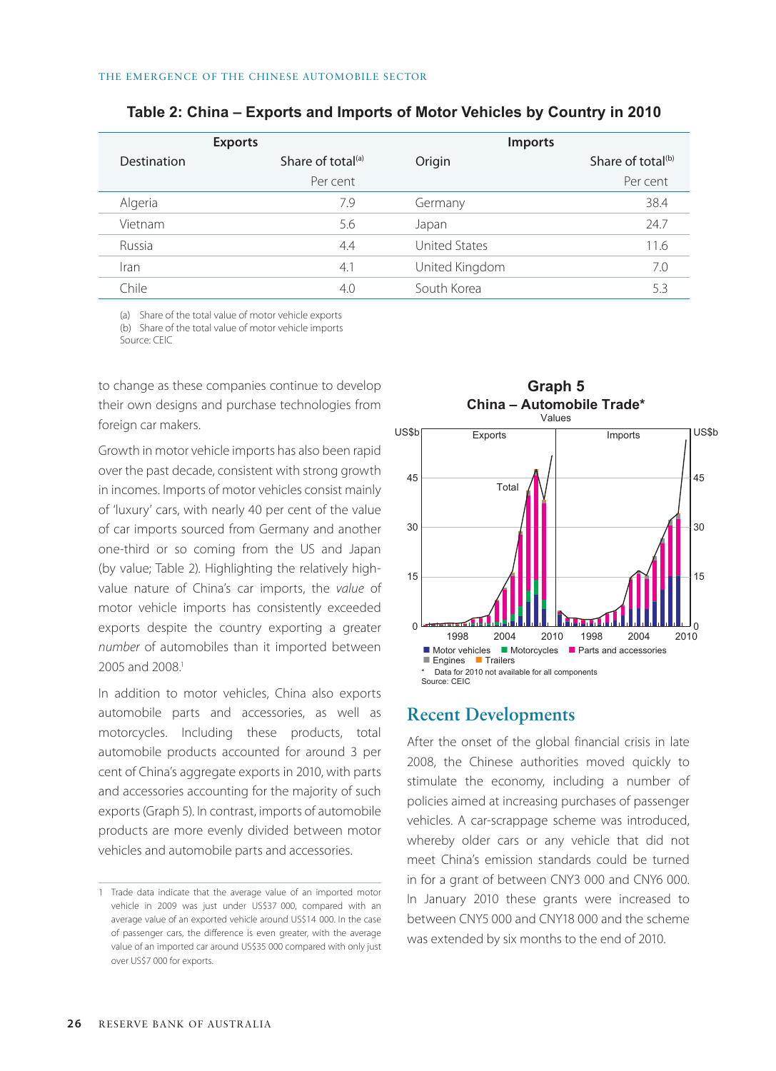### Table 2: China – Exports and Imports of Motor Vehicles by Country in 2010

| Exports | | Imports | |
|---|---|---|---|
| Destination | Share of total[(a)] | Origin | Share of total[(b)] |
| | Per cent | | Per cent |
| Algeria | 7.9 | Germany | 38.4 |
| Vietnam | 5.6 | Japan | 24.7 |
| Russia | 4.4 | United States | 11.6 |
| Iran | 4.1 | United Kingdom | 7.0 |
| Chile | 4.0 | South Korea | 5.3 |

(a) Share of the total value of motor vehicle exports
(b) Share of the total value of motor vehicle imports
Source: CEIC

to change as these companies continue to develop their own designs and purchase technologies from foreign car makers.

Growth in motor vehicle imports has also been rapid over the past decade, consistent with strong growth in incomes. Imports of motor vehicles consist mainly of 'luxury' cars, with nearly 40 per cent of the value of car imports sourced from Germany and another one-third or so coming from the US and Japan (by value; Table 2). Highlighting the relatively high-value nature of China's car imports, the *value* of motor vehicle imports has consistently exceeded exports despite the country exporting a greater *number* of automobiles than it imported between 2005 and 2008.[1]

In addition to motor vehicles, China also exports automobile parts and accessories, as well as motorcycles. Including these products, total automobile products accounted for around 3 per cent of China's aggregate exports in 2010, with parts and accessories accounting for the majority of such exports (Graph 5). In contrast, imports of automobile products are more evenly divided between motor vehicles and automobile parts and accessories.

**Graph 5**
**China – Automobile Trade***
Values

\* Data for 2010 not available for all components
Source: CEIC

## Recent Developments

After the onset of the global financial crisis in late 2008, the Chinese authorities moved quickly to stimulate the economy, including a number of policies aimed at increasing purchases of passenger vehicles. A car-scrappage scheme was introduced, whereby older cars or any vehicle that did not meet China's emission standards could be turned in for a grant of between CNY3 000 and CNY6 000. In January 2010 these grants were increased to between CNY5 000 and CNY18 000 and the scheme was extended by six months to the end of 2010.

1 Trade data indicate that the average value of an imported motor vehicle in 2009 was just under US$37 000, compared with an average value of an exported vehicle around US$14 000. In the case of passenger cars, the difference is even greater, with the average value of an imported car around US$35 000 compared with only just over US$7 000 for exports.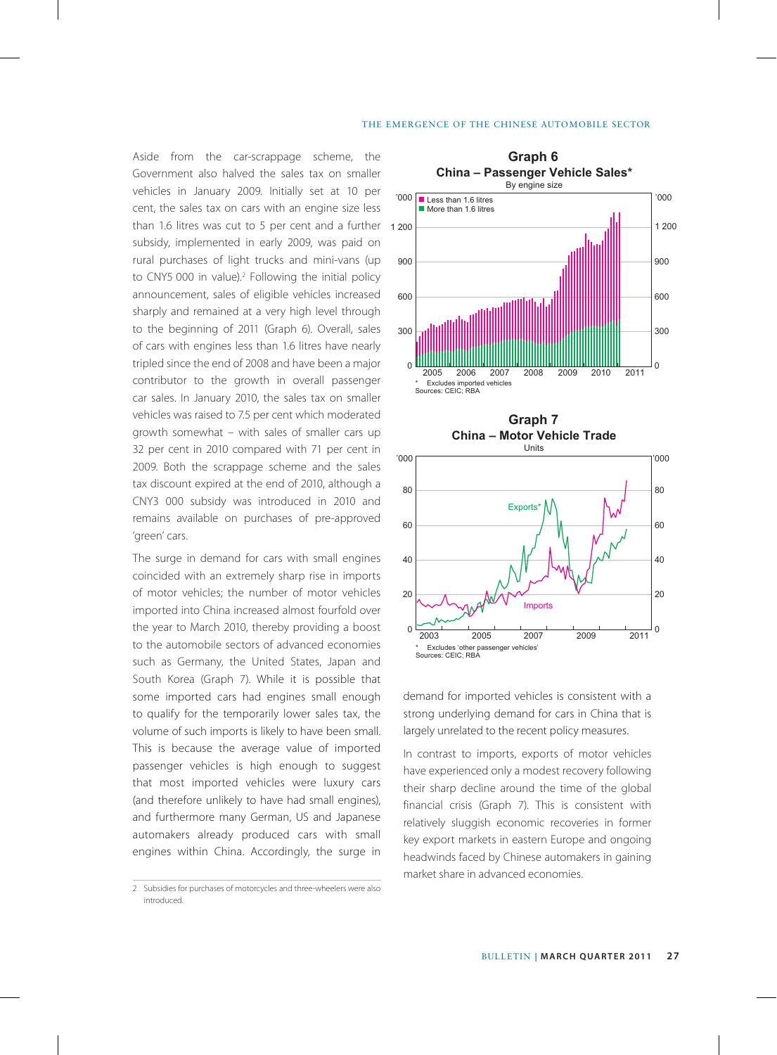Aside from the car-scrappage scheme, the Government also halved the sales tax on smaller vehicles in January 2009. Initially set at 10 per cent, the sales tax on cars with an engine size less than 1.6 litres was cut to 5 per cent and a further subsidy, implemented in early 2009, was paid on rural purchases of light trucks and mini-vans (up to CNY5 000 in value).[2] Following the initial policy announcement, sales of eligible vehicles increased sharply and remained at a very high level through to the beginning of 2011 (Graph 6). Overall, sales of cars with engines less than 1.6 litres have nearly tripled since the end of 2008 and have been a major contributor to the growth in overall passenger car sales. In January 2010, the sales tax on smaller vehicles was raised to 7.5 per cent which moderated growth somewhat – with sales of smaller cars up 32 per cent in 2010 compared with 71 per cent in 2009. Both the scrappage scheme and the sales tax discount expired at the end of 2010, although a CNY3 000 subsidy was introduced in 2010 and remains available on purchases of pre-approved 'green' cars.

**Graph 6**
**China – Passenger Vehicle Sales***
By engine size

\* Excludes imported vehicles
Sources: CEIC; RBA

The surge in demand for cars with small engines coincided with an extremely sharp rise in imports of motor vehicles; the number of motor vehicles imported into China increased almost fourfold over the year to March 2010, thereby providing a boost to the automobile sectors of advanced economies such as Germany, the United States, Japan and South Korea (Graph 7). While it is possible that some imported cars had engines small enough to qualify for the temporarily lower sales tax, the volume of such imports is likely to have been small. This is because the average value of imported passenger vehicles is high enough to suggest that most imported vehicles were luxury cars (and therefore unlikely to have had small engines), and furthermore many German, US and Japanese automakers already produced cars with small engines within China. Accordingly, the surge in demand for imported vehicles is consistent with a strong underlying demand for cars in China that is largely unrelated to the recent policy measures.

**Graph 7**
**China – Motor Vehicle Trade**
Units

\* Excludes 'other passenger vehicles'
Sources: CEIC; RBA

In contrast to imports, exports of motor vehicles have experienced only a modest recovery following their sharp decline around the time of the global financial crisis (Graph 7). This is consistent with relatively sluggish economic recoveries in former key export markets in eastern Europe and ongoing headwinds faced by Chinese automakers in gaining market share in advanced economies.

2 Subsidies for purchases of motorcycles and three-wheelers were also introduced.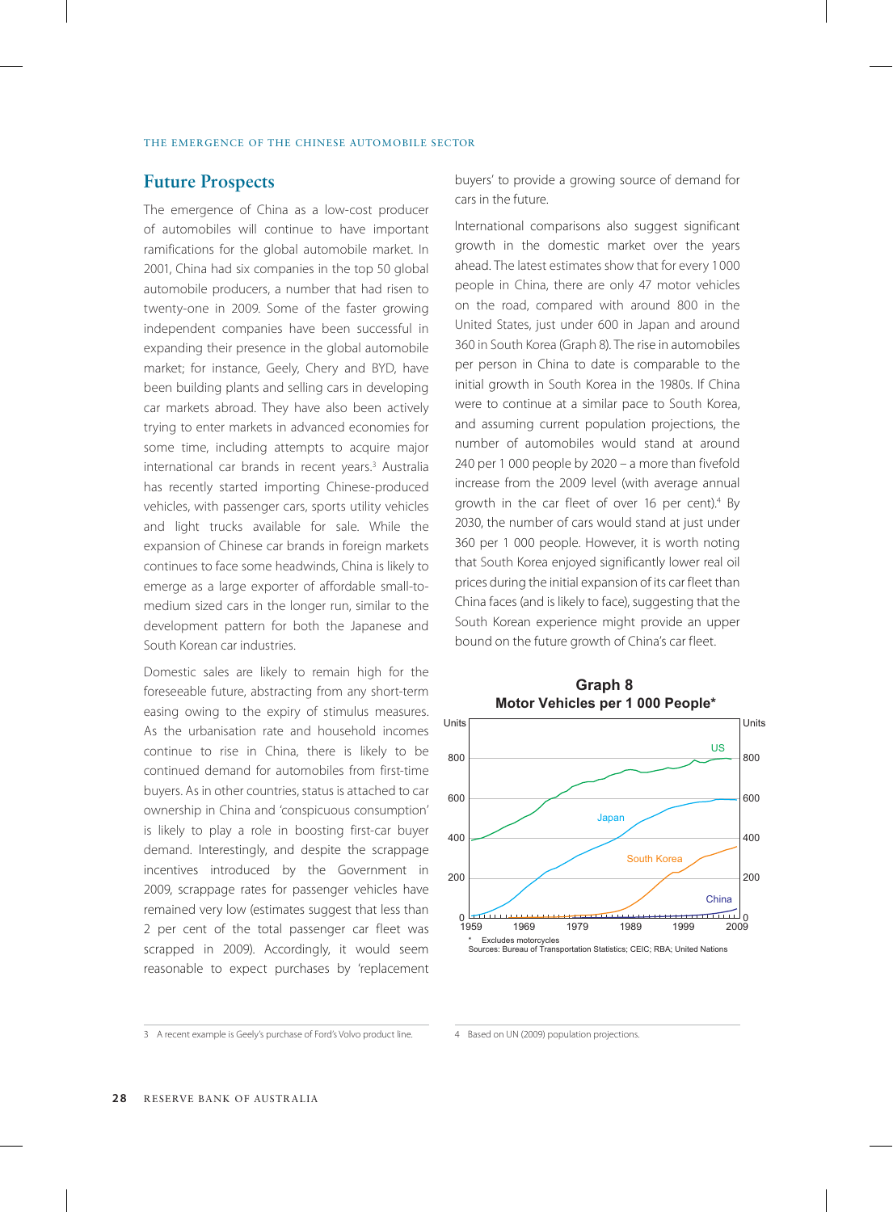## Future Prospects

The emergence of China as a low-cost producer of automobiles will continue to have important ramifications for the global automobile market. In 2001, China had six companies in the top 50 global automobile producers, a number that had risen to twenty-one in 2009. Some of the faster growing independent companies have been successful in expanding their presence in the global automobile market; for instance, Geely, Chery and BYD, have been building plants and selling cars in developing car markets abroad. They have also been actively trying to enter markets in advanced economies for some time, including attempts to acquire major international car brands in recent years.[3] Australia has recently started importing Chinese-produced vehicles, with passenger cars, sports utility vehicles and light trucks available for sale. While the expansion of Chinese car brands in foreign markets continues to face some headwinds, China is likely to emerge as a large exporter of affordable small-to-medium sized cars in the longer run, similar to the development pattern for both the Japanese and South Korean car industries.

Domestic sales are likely to remain high for the foreseeable future, abstracting from any short-term easing owing to the expiry of stimulus measures. As the urbanisation rate and household incomes continue to rise in China, there is likely to be continued demand for automobiles from first-time buyers. As in other countries, status is attached to car ownership in China and 'conspicuous consumption' is likely to play a role in boosting first-car buyer demand. Interestingly, and despite the scrappage incentives introduced by the Government in 2009, scrappage rates for passenger vehicles have remained very low (estimates suggest that less than 2 per cent of the total passenger car fleet was scrapped in 2009). Accordingly, it would seem reasonable to expect purchases by 'replacement buyers' to provide a growing source of demand for cars in the future.

International comparisons also suggest significant growth in the domestic market over the years ahead. The latest estimates show that for every 1 000 people in China, there are only 47 motor vehicles on the road, compared with around 800 in the United States, just under 600 in Japan and around 360 in South Korea (Graph 8). The rise in automobiles per person in China to date is comparable to the initial growth in South Korea in the 1980s. If China were to continue at a similar pace to South Korea, and assuming current population projections, the number of automobiles would stand at around 240 per 1 000 people by 2020 – a more than fivefold increase from the 2009 level (with average annual growth in the car fleet of over 16 per cent).[4] By 2030, the number of cars would stand at just under 360 per 1 000 people. However, it is worth noting that South Korea enjoyed significantly lower real oil prices during the initial expansion of its car fleet than China faces (and is likely to face), suggesting that the South Korean experience might provide an upper bound on the future growth of China's car fleet.

**Graph 8**
**Motor Vehicles per 1 000 People***

\* Excludes motorcycles
Sources: Bureau of Transportation Statistics; CEIC; RBA; United Nations

---

3 A recent example is Geely's purchase of Ford's Volvo product line.

4 Based on UN (2009) population projections.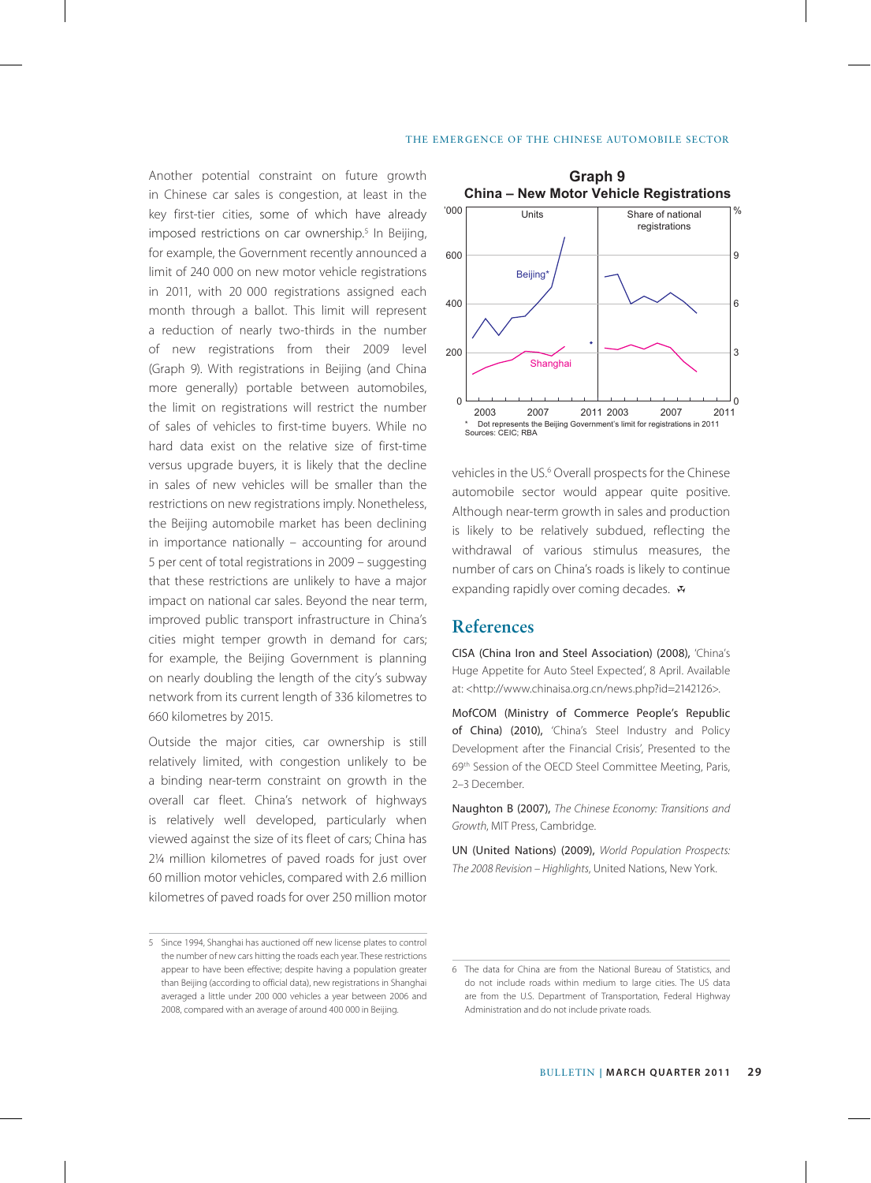Another potential constraint on future growth in Chinese car sales is congestion, at least in the key first-tier cities, some of which have already imposed restrictions on car ownership.[5] In Beijing, for example, the Government recently announced a limit of 240 000 on new motor vehicle registrations in 2011, with 20 000 registrations assigned each month through a ballot. This limit will represent a reduction of nearly two-thirds in the number of new registrations from their 2009 level (Graph 9). With registrations in Beijing (and China more generally) portable between automobiles, the limit on registrations will restrict the number of sales of vehicles to first-time buyers. While no hard data exist on the relative size of first-time versus upgrade buyers, it is likely that the decline in sales of new vehicles will be smaller than the restrictions on new registrations imply. Nonetheless, the Beijing automobile market has been declining in importance nationally – accounting for around 5 per cent of total registrations in 2009 – suggesting that these restrictions are unlikely to have a major impact on national car sales. Beyond the near term, improved public transport infrastructure in China's cities might temper growth in demand for cars; for example, the Beijing Government is planning on nearly doubling the length of the city's subway network from its current length of 336 kilometres to 660 kilometres by 2015.

Outside the major cities, car ownership is still relatively limited, with congestion unlikely to be a binding near-term constraint on growth in the overall car fleet. China's network of highways is relatively well developed, particularly when viewed against the size of its fleet of cars; China has 2¼ million kilometres of paved roads for just over 60 million motor vehicles, compared with 2.6 million kilometres of paved roads for over 250 million motor vehicles in the US.[6] Overall prospects for the Chinese automobile sector would appear quite positive. Although near-term growth in sales and production is likely to be relatively subdued, reflecting the withdrawal of various stimulus measures, the number of cars on China's roads is likely to continue expanding rapidly over coming decades.

**Graph 9**
**China – New Motor Vehicle Registrations**

'000
Units
Share of national registrations
%
600
400
200
0
9
6
3
0
Beijing*
Shanghai
2003
2007
2011
2003
2007
2011

\* Dot represents the Beijing Government's limit for registrations in 2011
Sources: CEIC; RBA

## References

CISA (China Iron and Steel Association) (2008), 'China's Huge Appetite for Auto Steel Expected', 8 April. Available at: <http://www.chinaisa.org.cn/news.php?id=2142126>.

MofCOM (Ministry of Commerce People's Republic of China) (2010), 'China's Steel Industry and Policy Development after the Financial Crisis', Presented to the 69th Session of the OECD Steel Committee Meeting, Paris, 2–3 December.

Naughton B (2007), *The Chinese Economy: Transitions and Growth*, MIT Press, Cambridge.

UN (United Nations) (2009), *World Population Prospects: The 2008 Revision – Highlights*, United Nations, New York.

---

5 Since 1994, Shanghai has auctioned off new license plates to control the number of new cars hitting the roads each year. These restrictions appear to have been effective; despite having a population greater than Beijing (according to official data), new registrations in Shanghai averaged a little under 200 000 vehicles a year between 2006 and 2008, compared with an average of around 400 000 in Beijing.

6 The data for China are from the National Bureau of Statistics, and do not include roads within medium to large cities. The US data are from the U.S. Department of Transportation, Federal Highway Administration and do not include private roads.